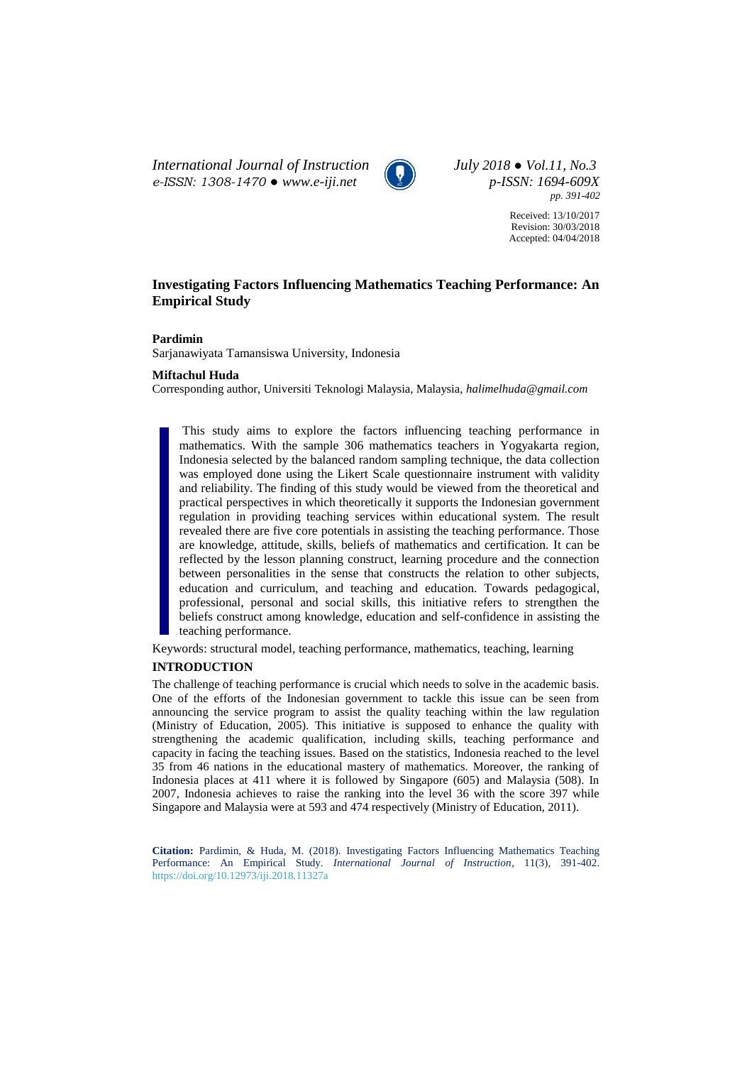*International Journal of Instruction* *July 2018 ● Vol.11, No.3*
*e-ISSN: 1308-1470 ● www.e-iji.net* *p-ISSN: 1694-609X*
*pp. 391-402*

Received: 13/10/2017
Revision: 30/03/2018
Accepted: 04/04/2018

# Investigating Factors Influencing Mathematics Teaching Performance: An Empirical Study

**Pardimin**
Sarjanawiyata Tamansiswa University, Indonesia

**Miftachul Huda**
Corresponding author, Universiti Teknologi Malaysia, Malaysia, *halimelhuda@gmail.com*

This study aims to explore the factors influencing teaching performance in mathematics. With the sample 306 mathematics teachers in Yogyakarta region, Indonesia selected by the balanced random sampling technique, the data collection was employed done using the Likert Scale questionnaire instrument with validity and reliability. The finding of this study would be viewed from the theoretical and practical perspectives in which theoretically it supports the Indonesian government regulation in providing teaching services within educational system. The result revealed there are five core potentials in assisting the teaching performance. Those are knowledge, attitude, skills, beliefs of mathematics and certification. It can be reflected by the lesson planning construct, learning procedure and the connection between personalities in the sense that constructs the relation to other subjects, education and curriculum, and teaching and education. Towards pedagogical, professional, personal and social skills, this initiative refers to strengthen the beliefs construct among knowledge, education and self-confidence in assisting the teaching performance.

Keywords: structural model, teaching performance, mathematics, teaching, learning

## INTRODUCTION

The challenge of teaching performance is crucial which needs to solve in the academic basis. One of the efforts of the Indonesian government to tackle this issue can be seen from announcing the service program to assist the quality teaching within the law regulation (Ministry of Education, 2005). This initiative is supposed to enhance the quality with strengthening the academic qualification, including skills, teaching performance and capacity in facing the teaching issues. Based on the statistics, Indonesia reached to the level 35 from 46 nations in the educational mastery of mathematics. Moreover, the ranking of Indonesia places at 411 where it is followed by Singapore (605) and Malaysia (508). In 2007, Indonesia achieves to raise the ranking into the level 36 with the score 397 while Singapore and Malaysia were at 593 and 474 respectively (Ministry of Education, 2011).

**Citation:** Pardimin, & Huda, M. (2018). Investigating Factors Influencing Mathematics Teaching Performance: An Empirical Study. *International Journal of Instruction*, 11(3), 391-402. https://doi.org/10.12973/iji.2018.11327a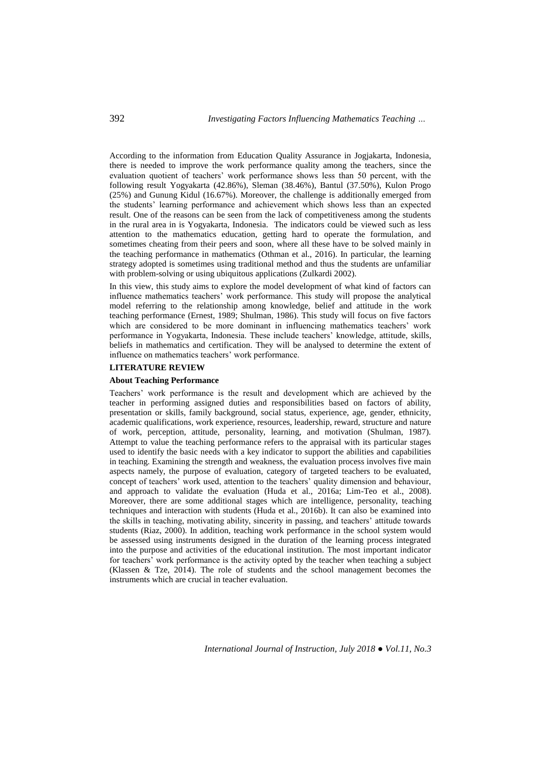According to the information from Education Quality Assurance in Jogjakarta, Indonesia, there is needed to improve the work performance quality among the teachers, since the evaluation quotient of teachers' work performance shows less than 50 percent, with the following result Yogyakarta (42.86%), Sleman (38.46%), Bantul (37.50%), Kulon Progo (25%) and Gunung Kidul (16.67%). Moreover, the challenge is additionally emerged from the students' learning performance and achievement which shows less than an expected result. One of the reasons can be seen from the lack of competitiveness among the students in the rural area in is Yogyakarta, Indonesia. The indicators could be viewed such as less attention to the mathematics education, getting hard to operate the formulation, and sometimes cheating from their peers and soon, where all these have to be solved mainly in the teaching performance in mathematics (Othman et al., 2016). In particular, the learning strategy adopted is sometimes using traditional method and thus the students are unfamiliar with problem-solving or using ubiquitous applications (Zulkardi 2002).

In this view, this study aims to explore the model development of what kind of factors can influence mathematics teachers' work performance. This study will propose the analytical model referring to the relationship among knowledge, belief and attitude in the work teaching performance (Ernest, 1989; Shulman, 1986). This study will focus on five factors which are considered to be more dominant in influencing mathematics teachers' work performance in Yogyakarta, Indonesia. These include teachers' knowledge, attitude, skills, beliefs in mathematics and certification. They will be analysed to determine the extent of influence on mathematics teachers' work performance.

## LITERATURE REVIEW

### About Teaching Performance

Teachers' work performance is the result and development which are achieved by the teacher in performing assigned duties and responsibilities based on factors of ability, presentation or skills, family background, social status, experience, age, gender, ethnicity, academic qualifications, work experience, resources, leadership, reward, structure and nature of work, perception, attitude, personality, learning, and motivation (Shulman, 1987). Attempt to value the teaching performance refers to the appraisal with its particular stages used to identify the basic needs with a key indicator to support the abilities and capabilities in teaching. Examining the strength and weakness, the evaluation process involves five main aspects namely, the purpose of evaluation, category of targeted teachers to be evaluated, concept of teachers' work used, attention to the teachers' quality dimension and behaviour, and approach to validate the evaluation (Huda et al., 2016a; Lim-Teo et al., 2008). Moreover, there are some additional stages which are intelligence, personality, teaching techniques and interaction with students (Huda et al., 2016b). It can also be examined into the skills in teaching, motivating ability, sincerity in passing, and teachers' attitude towards students (Riaz, 2000). In addition, teaching work performance in the school system would be assessed using instruments designed in the duration of the learning process integrated into the purpose and activities of the educational institution. The most important indicator for teachers' work performance is the activity opted by the teacher when teaching a subject (Klassen & Tze, 2014). The role of students and the school management becomes the instruments which are crucial in teacher evaluation.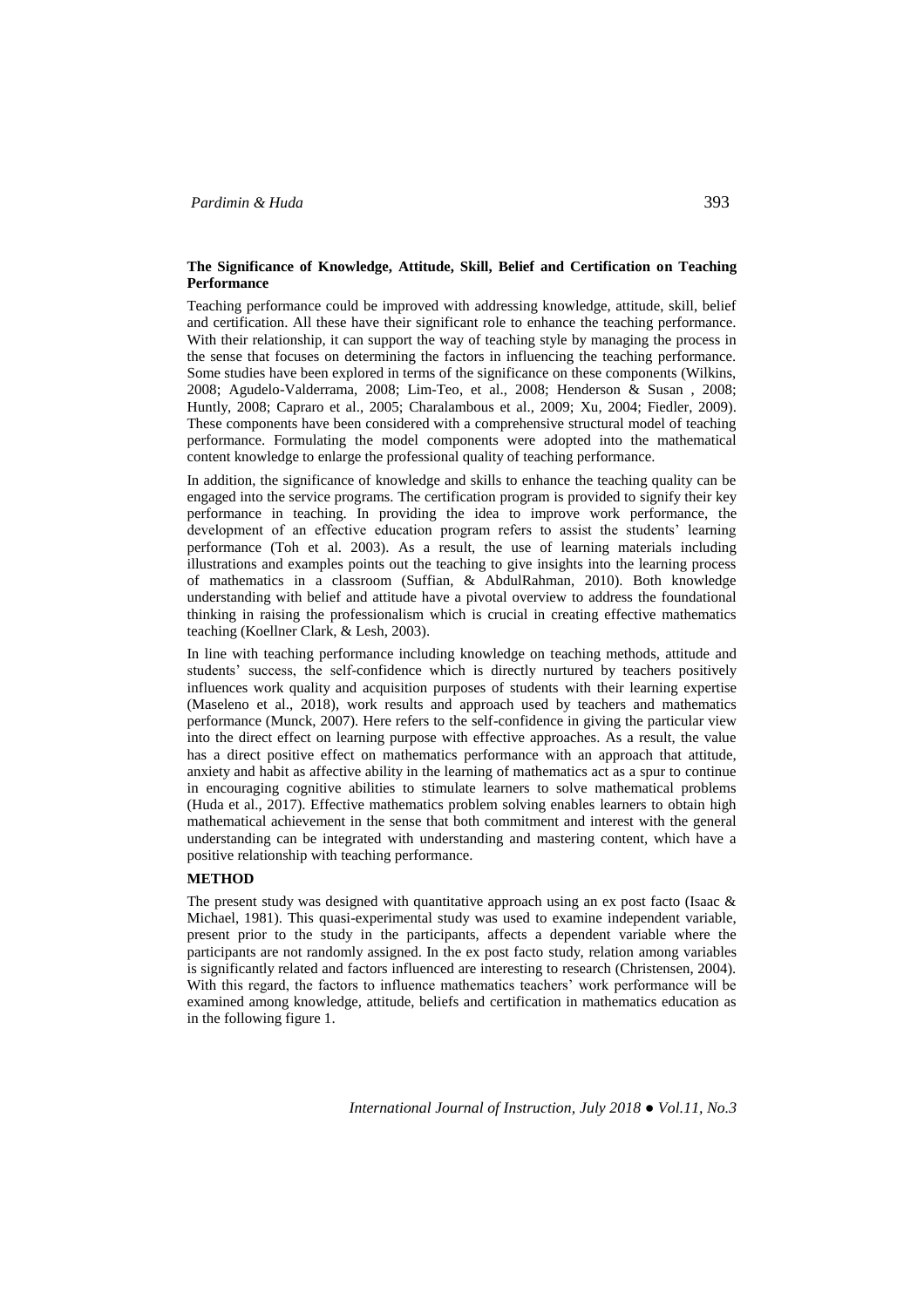**The Significance of Knowledge, Attitude, Skill, Belief and Certification on Teaching Performance**

Teaching performance could be improved with addressing knowledge, attitude, skill, belief and certification. All these have their significant role to enhance the teaching performance. With their relationship, it can support the way of teaching style by managing the process in the sense that focuses on determining the factors in influencing the teaching performance. Some studies have been explored in terms of the significance on these components (Wilkins, 2008; Agudelo-Valderrama, 2008; Lim-Teo, et al., 2008; Henderson & Susan , 2008; Huntly, 2008; Capraro et al., 2005; Charalambous et al., 2009; Xu, 2004; Fiedler, 2009). These components have been considered with a comprehensive structural model of teaching performance. Formulating the model components were adopted into the mathematical content knowledge to enlarge the professional quality of teaching performance.

In addition, the significance of knowledge and skills to enhance the teaching quality can be engaged into the service programs. The certification program is provided to signify their key performance in teaching. In providing the idea to improve work performance, the development of an effective education program refers to assist the students' learning performance (Toh et al. 2003). As a result, the use of learning materials including illustrations and examples points out the teaching to give insights into the learning process of mathematics in a classroom (Suffian, & AbdulRahman, 2010). Both knowledge understanding with belief and attitude have a pivotal overview to address the foundational thinking in raising the professionalism which is crucial in creating effective mathematics teaching (Koellner Clark, & Lesh, 2003).

In line with teaching performance including knowledge on teaching methods, attitude and students' success, the self-confidence which is directly nurtured by teachers positively influences work quality and acquisition purposes of students with their learning expertise (Maseleno et al., 2018), work results and approach used by teachers and mathematics performance (Munck, 2007). Here refers to the self-confidence in giving the particular view into the direct effect on learning purpose with effective approaches. As a result, the value has a direct positive effect on mathematics performance with an approach that attitude, anxiety and habit as affective ability in the learning of mathematics act as a spur to continue in encouraging cognitive abilities to stimulate learners to solve mathematical problems (Huda et al., 2017). Effective mathematics problem solving enables learners to obtain high mathematical achievement in the sense that both commitment and interest with the general understanding can be integrated with understanding and mastering content, which have a positive relationship with teaching performance.

## METHOD

The present study was designed with quantitative approach using an ex post facto (Isaac & Michael, 1981). This quasi-experimental study was used to examine independent variable, present prior to the study in the participants, affects a dependent variable where the participants are not randomly assigned. In the ex post facto study, relation among variables is significantly related and factors influenced are interesting to research (Christensen, 2004). With this regard, the factors to influence mathematics teachers' work performance will be examined among knowledge, attitude, beliefs and certification in mathematics education as in the following figure 1.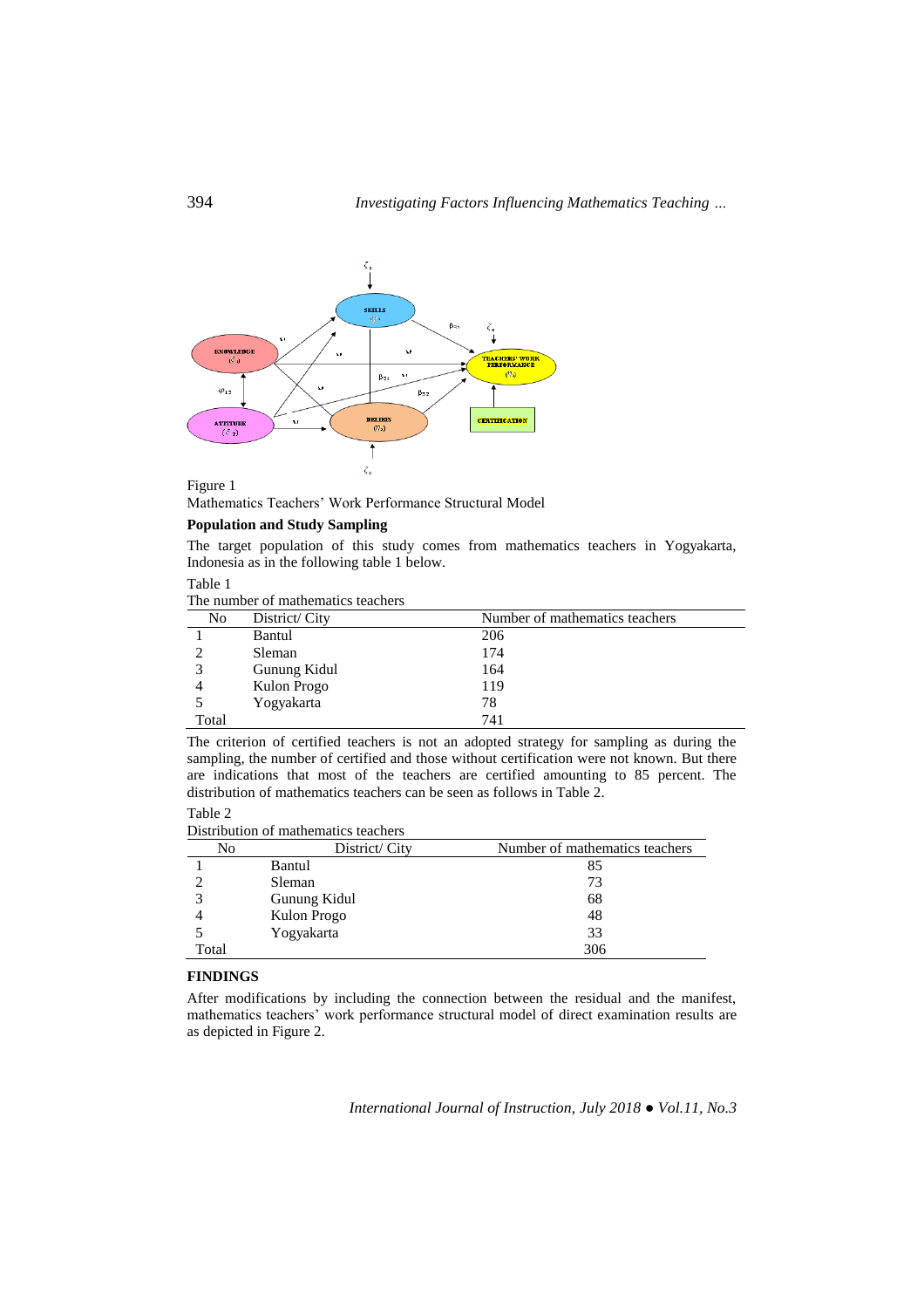Figure 1

Mathematics Teachers' Work Performance Structural Model

**Population and Study Sampling**

The target population of this study comes from mathematics teachers in Yogyakarta, Indonesia as in the following table 1 below.

Table 1

The number of mathematics teachers

| No | District/ City | Number of mathematics teachers |
|---|---|---|
| 1 | Bantul | 206 |
| 2 | Sleman | 174 |
| 3 | Gunung Kidul | 164 |
| 4 | Kulon Progo | 119 |
| 5 | Yogyakarta | 78 |
| Total | | 741 |

The criterion of certified teachers is not an adopted strategy for sampling as during the sampling, the number of certified and those without certification were not known. But there are indications that most of the teachers are certified amounting to 85 percent. The distribution of mathematics teachers can be seen as follows in Table 2.

Table 2

Distribution of mathematics teachers

| No | District/ City | Number of mathematics teachers |
|---|---|---|
| 1 | Bantul | 85 |
| 2 | Sleman | 73 |
| 3 | Gunung Kidul | 68 |
| 4 | Kulon Progo | 48 |
| 5 | Yogyakarta | 33 |
| Total | | 306 |

## FINDINGS

After modifications by including the connection between the residual and the manifest, mathematics teachers' work performance structural model of direct examination results are as depicted in Figure 2.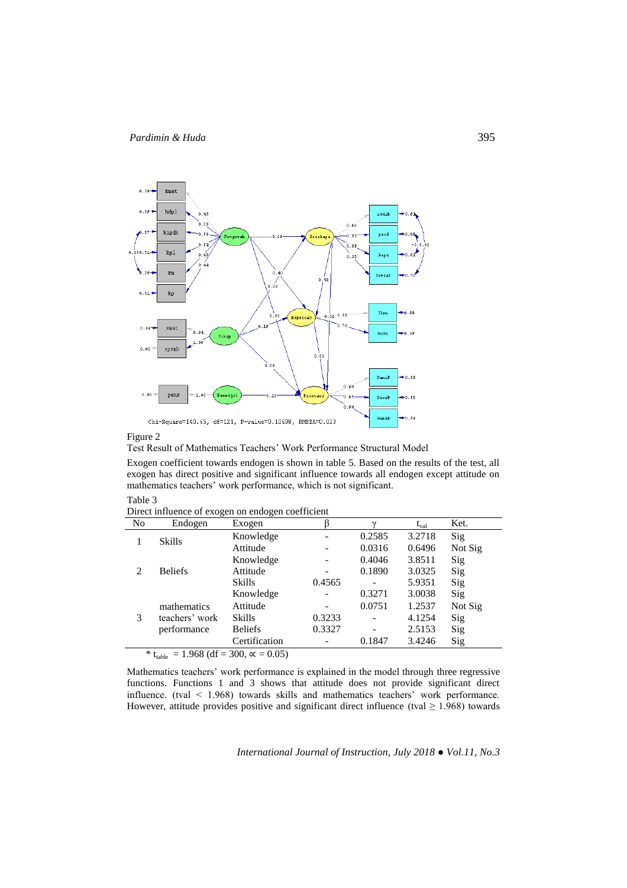Figure 2

Test Result of Mathematics Teachers' Work Performance Structural Model

Exogen coefficient towards endogen is shown in table 5. Based on the results of the test, all exogen has direct positive and significant influence towards all endogen except attitude on mathematics teachers' work performance, which is not significant.

Table 3

Direct influence of exogen on endogen coefficient

| No | Endogen | Exogen | β | γ | $t_{val}$ | Ket. |
|---|---|---|---|---|---|---|
| 1 | Skills | Knowledge | - | 0.2585 | 3.2718 | Sig |
| | | Attitude | - | 0.0316 | 0.6496 | Not Sig |
| 2 | Beliefs | Knowledge | - | 0.4046 | 3.8511 | Sig |
| | | Attitude | - | 0.1890 | 3.0325 | Sig |
| | | Skills | 0.4565 | - | 5.9351 | Sig |
| 3 | mathematics teachers' work performance | Knowledge | - | 0.3271 | 3.0038 | Sig |
| | | Attitude | - | 0.0751 | 1.2537 | Not Sig |
| | | Skills | 0.3233 | - | 4.1254 | Sig |
| | | Beliefs | 0.3327 | - | 2.5153 | Sig |
| | | Certification | - | 0.1847 | 3.4246 | Sig |

* $t_{table}$ = 1.968 (df = 300, ∝ = 0.05)

Mathematics teachers' work performance is explained in the model through three regressive functions. Functions 1 and 3 shows that attitude does not provide significant direct influence. (tval < 1.968) towards skills and mathematics teachers' work performance. However, attitude provides positive and significant direct influence (tval ≥ 1.968) towards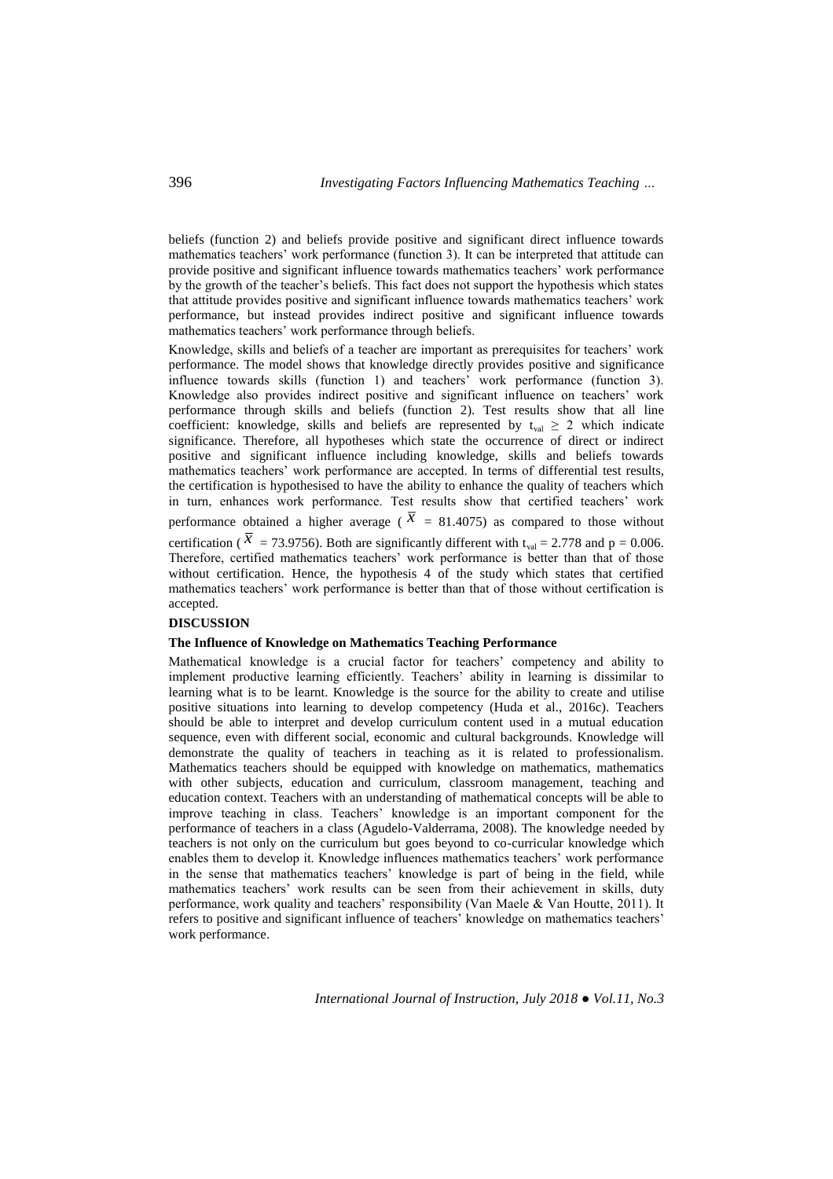beliefs (function 2) and beliefs provide positive and significant direct influence towards mathematics teachers' work performance (function 3). It can be interpreted that attitude can provide positive and significant influence towards mathematics teachers' work performance by the growth of the teacher's beliefs. This fact does not support the hypothesis which states that attitude provides positive and significant influence towards mathematics teachers' work performance, but instead provides indirect positive and significant influence towards mathematics teachers' work performance through beliefs.

Knowledge, skills and beliefs of a teacher are important as prerequisites for teachers' work performance. The model shows that knowledge directly provides positive and significance influence towards skills (function 1) and teachers' work performance (function 3). Knowledge also provides indirect positive and significant influence on teachers' work performance through skills and beliefs (function 2). Test results show that all line coefficient: knowledge, skills and beliefs are represented by $t_{val} \geq 2$ which indicate significance. Therefore, all hypotheses which state the occurrence of direct or indirect positive and significant influence including knowledge, skills and beliefs towards mathematics teachers' work performance are accepted. In terms of differential test results, the certification is hypothesised to have the ability to enhance the quality of teachers which in turn, enhances work performance. Test results show that certified teachers' work performance obtained a higher average ($\overline{X}$ = 81.4075) as compared to those without certification ($\overline{X}$ = 73.9756). Both are significantly different with $t_{val} = 2.778$ and $p = 0.006$. Therefore, certified mathematics teachers' work performance is better than that of those without certification. Hence, the hypothesis 4 of the study which states that certified mathematics teachers' work performance is better than that of those without certification is accepted.

## DISCUSSION

### The Influence of Knowledge on Mathematics Teaching Performance

Mathematical knowledge is a crucial factor for teachers' competency and ability to implement productive learning efficiently. Teachers' ability in learning is dissimilar to learning what is to be learnt. Knowledge is the source for the ability to create and utilise positive situations into learning to develop competency (Huda et al., 2016c). Teachers should be able to interpret and develop curriculum content used in a mutual education sequence, even with different social, economic and cultural backgrounds. Knowledge will demonstrate the quality of teachers in teaching as it is related to professionalism. Mathematics teachers should be equipped with knowledge on mathematics, mathematics with other subjects, education and curriculum, classroom management, teaching and education context. Teachers with an understanding of mathematical concepts will be able to improve teaching in class. Teachers' knowledge is an important component for the performance of teachers in a class (Agudelo-Valderrama, 2008). The knowledge needed by teachers is not only on the curriculum but goes beyond to co-curricular knowledge which enables them to develop it. Knowledge influences mathematics teachers' work performance in the sense that mathematics teachers' knowledge is part of being in the field, while mathematics teachers' work results can be seen from their achievement in skills, duty performance, work quality and teachers' responsibility (Van Maele & Van Houtte, 2011). It refers to positive and significant influence of teachers' knowledge on mathematics teachers' work performance.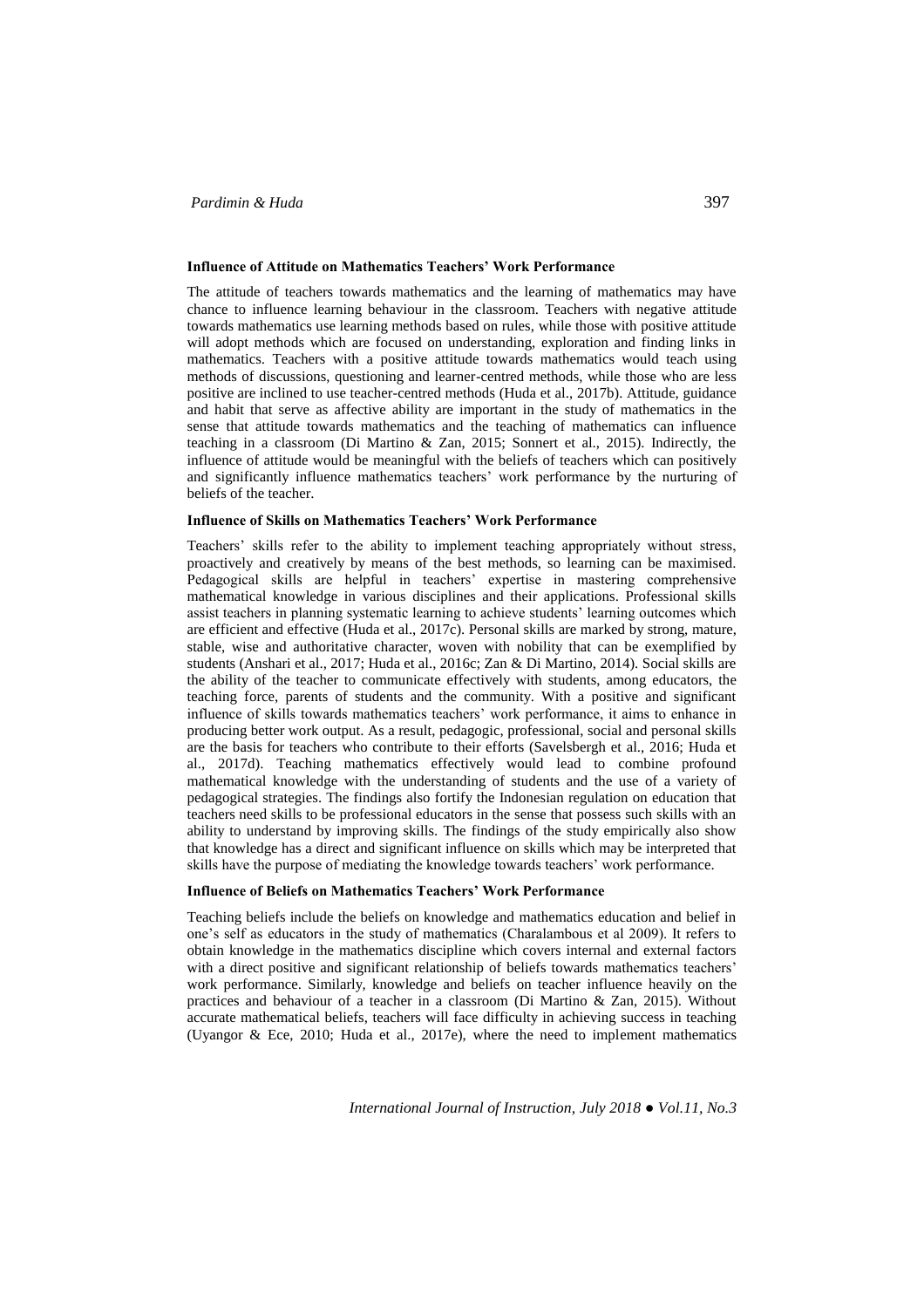### Influence of Attitude on Mathematics Teachers' Work Performance

The attitude of teachers towards mathematics and the learning of mathematics may have chance to influence learning behaviour in the classroom. Teachers with negative attitude towards mathematics use learning methods based on rules, while those with positive attitude will adopt methods which are focused on understanding, exploration and finding links in mathematics. Teachers with a positive attitude towards mathematics would teach using methods of discussions, questioning and learner-centred methods, while those who are less positive are inclined to use teacher-centred methods (Huda et al., 2017b). Attitude, guidance and habit that serve as affective ability are important in the study of mathematics in the sense that attitude towards mathematics and the teaching of mathematics can influence teaching in a classroom (Di Martino & Zan, 2015; Sonnert et al., 2015). Indirectly, the influence of attitude would be meaningful with the beliefs of teachers which can positively and significantly influence mathematics teachers' work performance by the nurturing of beliefs of the teacher.

### Influence of Skills on Mathematics Teachers' Work Performance

Teachers' skills refer to the ability to implement teaching appropriately without stress, proactively and creatively by means of the best methods, so learning can be maximised. Pedagogical skills are helpful in teachers' expertise in mastering comprehensive mathematical knowledge in various disciplines and their applications. Professional skills assist teachers in planning systematic learning to achieve students' learning outcomes which are efficient and effective (Huda et al., 2017c). Personal skills are marked by strong, mature, stable, wise and authoritative character, woven with nobility that can be exemplified by students (Anshari et al., 2017; Huda et al., 2016c; Zan & Di Martino, 2014). Social skills are the ability of the teacher to communicate effectively with students, among educators, the teaching force, parents of students and the community. With a positive and significant influence of skills towards mathematics teachers' work performance, it aims to enhance in producing better work output. As a result, pedagogic, professional, social and personal skills are the basis for teachers who contribute to their efforts (Savelsbergh et al., 2016; Huda et al., 2017d). Teaching mathematics effectively would lead to combine profound mathematical knowledge with the understanding of students and the use of a variety of pedagogical strategies. The findings also fortify the Indonesian regulation on education that teachers need skills to be professional educators in the sense that possess such skills with an ability to understand by improving skills. The findings of the study empirically also show that knowledge has a direct and significant influence on skills which may be interpreted that skills have the purpose of mediating the knowledge towards teachers' work performance.

### Influence of Beliefs on Mathematics Teachers' Work Performance

Teaching beliefs include the beliefs on knowledge and mathematics education and belief in one's self as educators in the study of mathematics (Charalambous et al 2009). It refers to obtain knowledge in the mathematics discipline which covers internal and external factors with a direct positive and significant relationship of beliefs towards mathematics teachers' work performance. Similarly, knowledge and beliefs on teacher influence heavily on the practices and behaviour of a teacher in a classroom (Di Martino & Zan, 2015). Without accurate mathematical beliefs, teachers will face difficulty in achieving success in teaching (Uyangor & Ece, 2010; Huda et al., 2017e), where the need to implement mathematics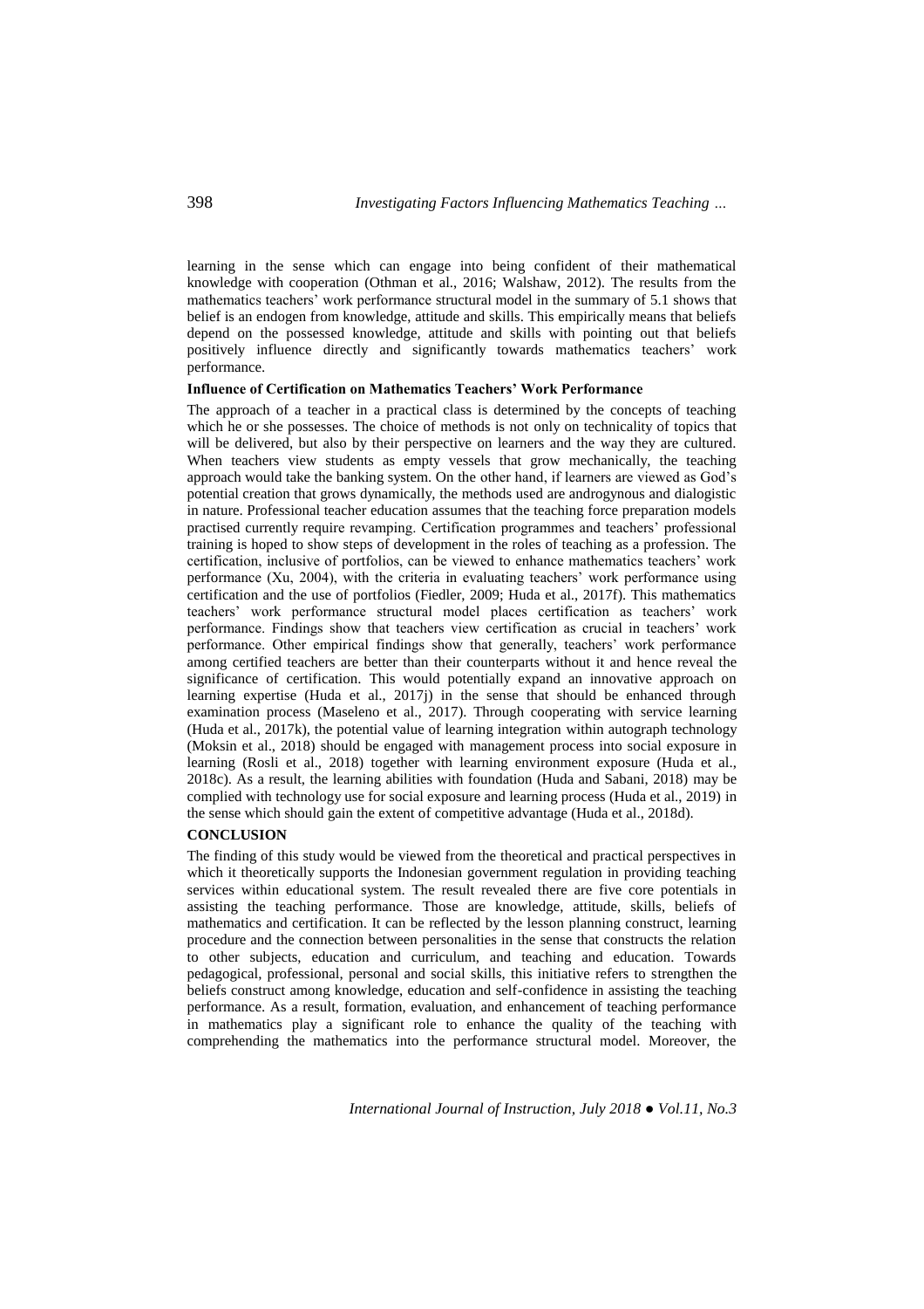learning in the sense which can engage into being confident of their mathematical knowledge with cooperation (Othman et al., 2016; Walshaw, 2012). The results from the mathematics teachers' work performance structural model in the summary of 5.1 shows that belief is an endogen from knowledge, attitude and skills. This empirically means that beliefs depend on the possessed knowledge, attitude and skills with pointing out that beliefs positively influence directly and significantly towards mathematics teachers' work performance.

### Influence of Certification on Mathematics Teachers' Work Performance

The approach of a teacher in a practical class is determined by the concepts of teaching which he or she possesses. The choice of methods is not only on technicality of topics that will be delivered, but also by their perspective on learners and the way they are cultured. When teachers view students as empty vessels that grow mechanically, the teaching approach would take the banking system. On the other hand, if learners are viewed as God's potential creation that grows dynamically, the methods used are androgynous and dialogistic in nature. Professional teacher education assumes that the teaching force preparation models practised currently require revamping. Certification programmes and teachers' professional training is hoped to show steps of development in the roles of teaching as a profession. The certification, inclusive of portfolios, can be viewed to enhance mathematics teachers' work performance (Xu, 2004), with the criteria in evaluating teachers' work performance using certification and the use of portfolios (Fiedler, 2009; Huda et al., 2017f). This mathematics teachers' work performance structural model places certification as teachers' work performance. Findings show that teachers view certification as crucial in teachers' work performance. Other empirical findings show that generally, teachers' work performance among certified teachers are better than their counterparts without it and hence reveal the significance of certification. This would potentially expand an innovative approach on learning expertise (Huda et al., 2017j) in the sense that should be enhanced through examination process (Maseleno et al., 2017). Through cooperating with service learning (Huda et al., 2017k), the potential value of learning integration within autograph technology (Moksin et al., 2018) should be engaged with management process into social exposure in learning (Rosli et al., 2018) together with learning environment exposure (Huda et al., 2018c). As a result, the learning abilities with foundation (Huda and Sabani, 2018) may be complied with technology use for social exposure and learning process (Huda et al., 2019) in the sense which should gain the extent of competitive advantage (Huda et al., 2018d).

## CONCLUSION

The finding of this study would be viewed from the theoretical and practical perspectives in which it theoretically supports the Indonesian government regulation in providing teaching services within educational system. The result revealed there are five core potentials in assisting the teaching performance. Those are knowledge, attitude, skills, beliefs of mathematics and certification. It can be reflected by the lesson planning construct, learning procedure and the connection between personalities in the sense that constructs the relation to other subjects, education and curriculum, and teaching and education. Towards pedagogical, professional, personal and social skills, this initiative refers to strengthen the beliefs construct among knowledge, education and self-confidence in assisting the teaching performance. As a result, formation, evaluation, and enhancement of teaching performance in mathematics play a significant role to enhance the quality of the teaching with comprehending the mathematics into the performance structural model. Moreover, the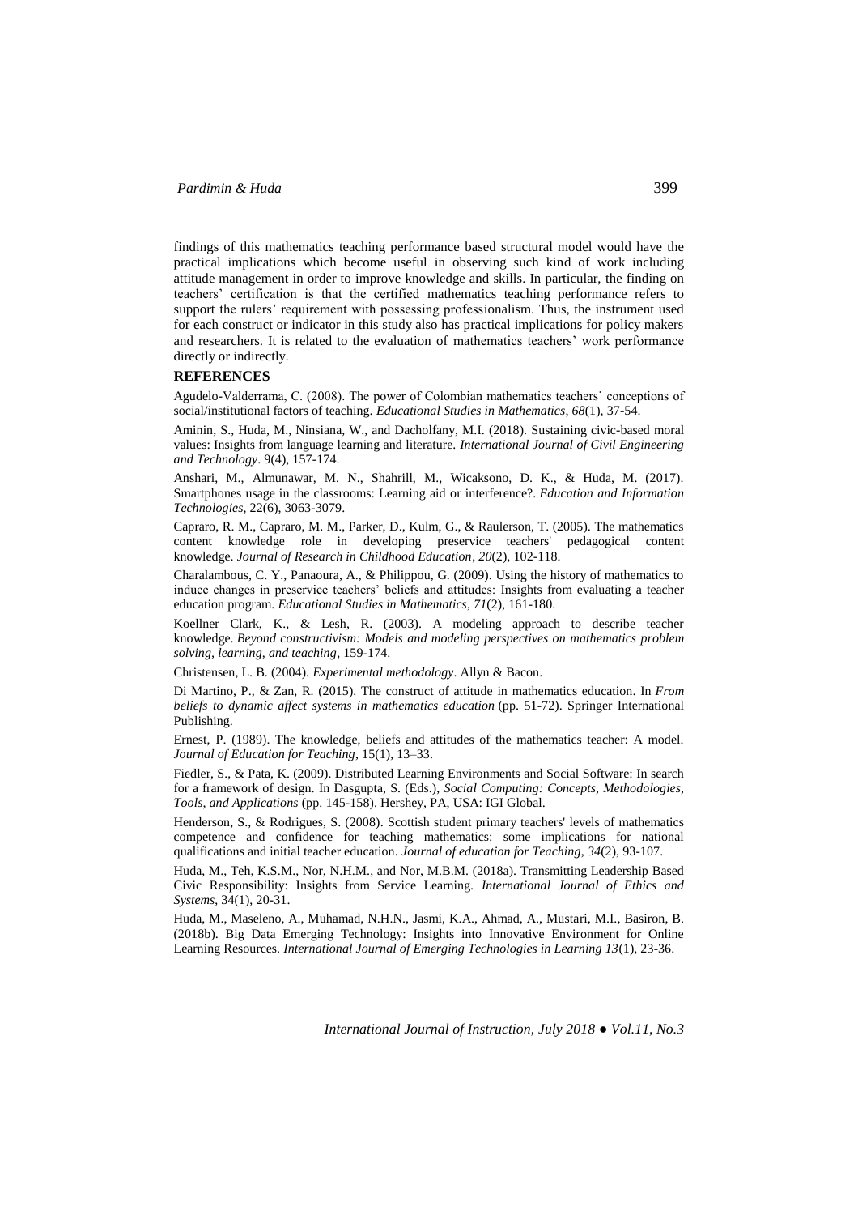findings of this mathematics teaching performance based structural model would have the practical implications which become useful in observing such kind of work including attitude management in order to improve knowledge and skills. In particular, the finding on teachers' certification is that the certified mathematics teaching performance refers to support the rulers' requirement with possessing professionalism. Thus, the instrument used for each construct or indicator in this study also has practical implications for policy makers and researchers. It is related to the evaluation of mathematics teachers' work performance directly or indirectly.

## REFERENCES

Agudelo-Valderrama, C. (2008). The power of Colombian mathematics teachers' conceptions of social/institutional factors of teaching. *Educational Studies in Mathematics*, *68*(1), 37-54.

Aminin, S., Huda, M., Ninsiana, W., and Dacholfany, M.I. (2018). Sustaining civic-based moral values: Insights from language learning and literature. *International Journal of Civil Engineering and Technology*. 9(4), 157-174.

Anshari, M., Almunawar, M. N., Shahrill, M., Wicaksono, D. K., & Huda, M. (2017). Smartphones usage in the classrooms: Learning aid or interference?. *Education and Information Technologies*, 22(6), 3063-3079.

Capraro, R. M., Capraro, M. M., Parker, D., Kulm, G., & Raulerson, T. (2005). The mathematics content knowledge role in developing preservice teachers' pedagogical content knowledge. *Journal of Research in Childhood Education*, *20*(2), 102-118.

Charalambous, C. Y., Panaoura, A., & Philippou, G. (2009). Using the history of mathematics to induce changes in preservice teachers' beliefs and attitudes: Insights from evaluating a teacher education program. *Educational Studies in Mathematics*, *71*(2), 161-180.

Koellner Clark, K., & Lesh, R. (2003). A modeling approach to describe teacher knowledge. *Beyond constructivism: Models and modeling perspectives on mathematics problem solving, learning, and teaching*, 159-174.

Christensen, L. B. (2004). *Experimental methodology*. Allyn & Bacon.

Di Martino, P., & Zan, R. (2015). The construct of attitude in mathematics education. In *From beliefs to dynamic affect systems in mathematics education* (pp. 51-72). Springer International Publishing.

Ernest, P. (1989). The knowledge, beliefs and attitudes of the mathematics teacher: A model. *Journal of Education for Teaching*, 15(1), 13–33.

Fiedler, S., & Pata, K. (2009). Distributed Learning Environments and Social Software: In search for a framework of design. In Dasgupta, S. (Eds.), *Social Computing: Concepts, Methodologies, Tools, and Applications* (pp. 145-158). Hershey, PA, USA: IGI Global.

Henderson, S., & Rodrigues, S. (2008). Scottish student primary teachers' levels of mathematics competence and confidence for teaching mathematics: some implications for national qualifications and initial teacher education. *Journal of education for Teaching*, *34*(2), 93-107.

Huda, M., Teh, K.S.M., Nor, N.H.M., and Nor, M.B.M. (2018a). Transmitting Leadership Based Civic Responsibility: Insights from Service Learning. *International Journal of Ethics and Systems*, 34(1), 20-31.

Huda, M., Maseleno, A., Muhamad, N.H.N., Jasmi, K.A., Ahmad, A., Mustari, M.I., Basiron, B. (2018b). Big Data Emerging Technology: Insights into Innovative Environment for Online Learning Resources. *International Journal of Emerging Technologies in Learning 13*(1), 23-36.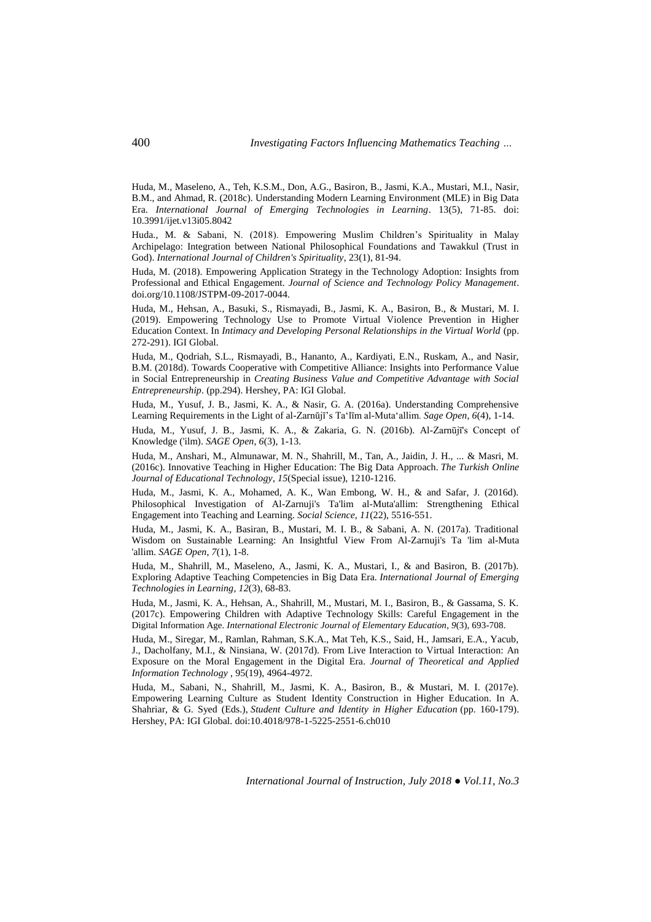Huda, M., Maseleno, A., Teh, K.S.M., Don, A.G., Basiron, B., Jasmi, K.A., Mustari, M.I., Nasir, B.M., and Ahmad, R. (2018c). Understanding Modern Learning Environment (MLE) in Big Data Era. *International Journal of Emerging Technologies in Learning*. 13(5), 71-85. doi: 10.3991/ijet.v13i05.8042

Huda., M. & Sabani, N. (2018). Empowering Muslim Children's Spirituality in Malay Archipelago: Integration between National Philosophical Foundations and Tawakkul (Trust in God). *International Journal of Children's Spirituality*, 23(1), 81-94.

Huda, M. (2018). Empowering Application Strategy in the Technology Adoption: Insights from Professional and Ethical Engagement. *Journal of Science and Technology Policy Management*. doi.org/10.1108/JSTPM-09-2017-0044.

Huda, M., Hehsan, A., Basuki, S., Rismayadi, B., Jasmi, K. A., Basiron, B., & Mustari, M. I. (2019). Empowering Technology Use to Promote Virtual Violence Prevention in Higher Education Context. In *Intimacy and Developing Personal Relationships in the Virtual World* (pp. 272-291). IGI Global.

Huda, M., Qodriah, S.L., Rismayadi, B., Hananto, A., Kardiyati, E.N., Ruskam, A., and Nasir, B.M. (2018d). Towards Cooperative with Competitive Alliance: Insights into Performance Value in Social Entrepreneurship in *Creating Business Value and Competitive Advantage with Social Entrepreneurship*. (pp.294). Hershey, PA: IGI Global.

Huda, M., Yusuf, J. B., Jasmi, K. A., & Nasir, G. A. (2016a). Understanding Comprehensive Learning Requirements in the Light of al-Zarnūjī's Ta'līm al-Muta'allim. *Sage Open*, *6*(4), 1-14.

Huda, M., Yusuf, J. B., Jasmi, K. A., & Zakaria, G. N. (2016b). Al-Zarnūjī's Concept of Knowledge ('ilm). *SAGE Open*, *6*(3), 1-13.

Huda, M., Anshari, M., Almunawar, M. N., Shahrill, M., Tan, A., Jaidin, J. H., ... & Masri, M. (2016c). Innovative Teaching in Higher Education: The Big Data Approach. *The Turkish Online Journal of Educational Technology*, *15*(Special issue), 1210-1216.

Huda, M., Jasmi, K. A., Mohamed, A. K., Wan Embong, W. H., & and Safar, J. (2016d). Philosophical Investigation of Al-Zarnuji's Ta'lim al-Muta'allim: Strengthening Ethical Engagement into Teaching and Learning. *Social Science, 11*(22), 5516-551.

Huda, M., Jasmi, K. A., Basiran, B., Mustari, M. I. B., & Sabani, A. N. (2017a). Traditional Wisdom on Sustainable Learning: An Insightful View From Al-Zarnuji's Ta 'lim al-Muta 'allim. *SAGE Open*, *7*(1), 1-8.

Huda, M., Shahrill, M., Maseleno, A., Jasmi, K. A., Mustari, I., & and Basiron, B. (2017b). Exploring Adaptive Teaching Competencies in Big Data Era. *International Journal of Emerging Technologies in Learning*, *12*(3), 68-83.

Huda, M., Jasmi, K. A., Hehsan, A., Shahrill, M., Mustari, M. I., Basiron, B., & Gassama, S. K. (2017c). Empowering Children with Adaptive Technology Skills: Careful Engagement in the Digital Information Age. *International Electronic Journal of Elementary Education*, *9*(3), 693-708.

Huda, M., Siregar, M., Ramlan, Rahman, S.K.A., Mat Teh, K.S., Said, H., Jamsari, E.A., Yacub, J., Dacholfany, M.I., & Ninsiana, W. (2017d). From Live Interaction to Virtual Interaction: An Exposure on the Moral Engagement in the Digital Era. *Journal of Theoretical and Applied Information Technology* , 95(19), 4964-4972.

Huda, M., Sabani, N., Shahrill, M., Jasmi, K. A., Basiron, B., & Mustari, M. I. (2017e). Empowering Learning Culture as Student Identity Construction in Higher Education. In A. Shahriar, & G. Syed (Eds.), *Student Culture and Identity in Higher Education* (pp. 160-179). Hershey, PA: IGI Global. doi:10.4018/978-1-5225-2551-6.ch010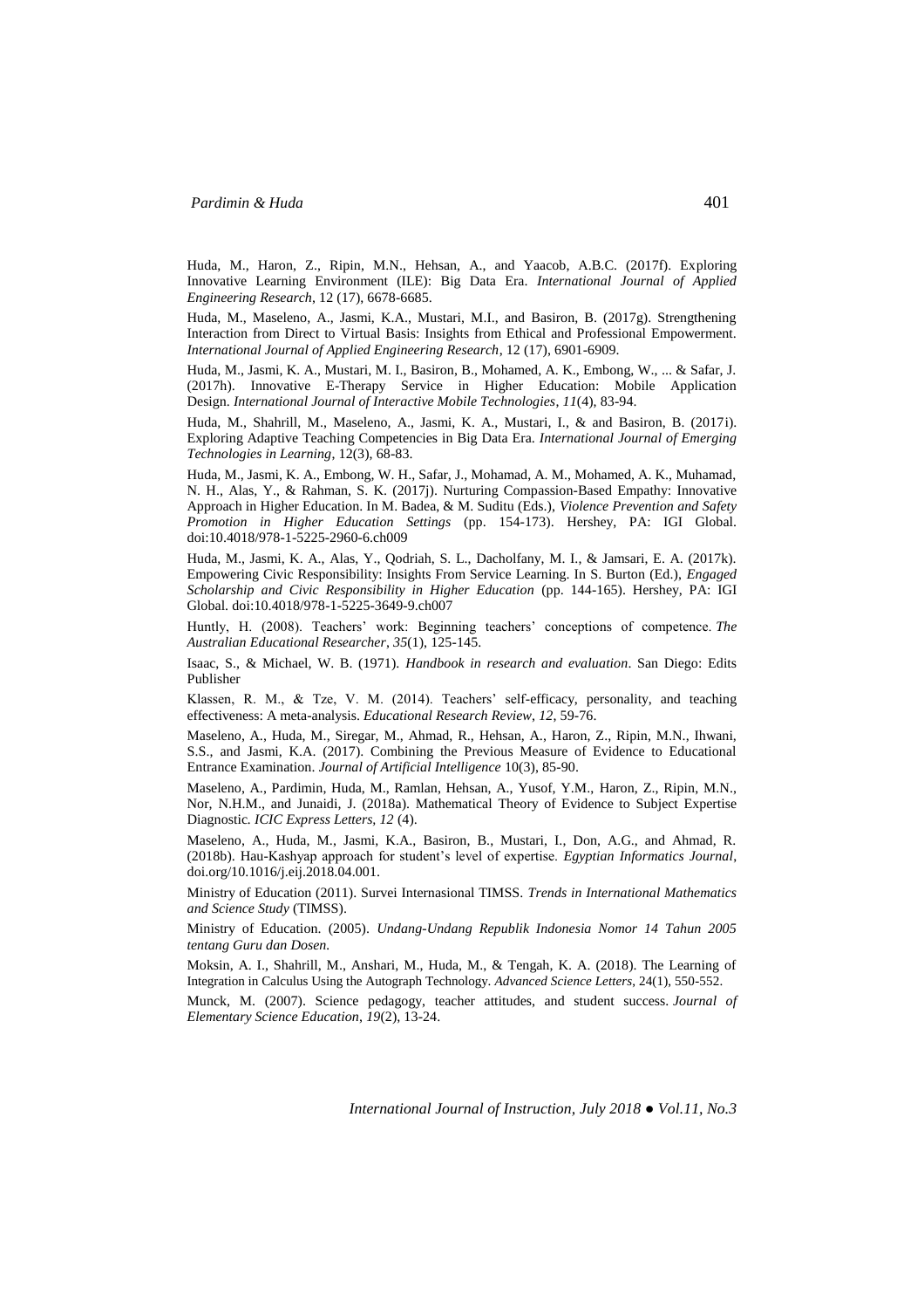Huda, M., Haron, Z., Ripin, M.N., Hehsan, A., and Yaacob, A.B.C. (2017f). Exploring Innovative Learning Environment (ILE): Big Data Era. *International Journal of Applied Engineering Research*, 12 (17), 6678-6685.

Huda, M., Maseleno, A., Jasmi, K.A., Mustari, M.I., and Basiron, B. (2017g). Strengthening Interaction from Direct to Virtual Basis: Insights from Ethical and Professional Empowerment. *International Journal of Applied Engineering Research*, 12 (17), 6901-6909.

Huda, M., Jasmi, K. A., Mustari, M. I., Basiron, B., Mohamed, A. K., Embong, W., ... & Safar, J. (2017h). Innovative E-Therapy Service in Higher Education: Mobile Application Design. *International Journal of Interactive Mobile Technologies*, *11*(4), 83-94.

Huda, M., Shahrill, M., Maseleno, A., Jasmi, K. A., Mustari, I., & and Basiron, B. (2017i). Exploring Adaptive Teaching Competencies in Big Data Era. *International Journal of Emerging Technologies in Learning*, 12(3), 68-83.

Huda, M., Jasmi, K. A., Embong, W. H., Safar, J., Mohamad, A. M., Mohamed, A. K., Muhamad, N. H., Alas, Y., & Rahman, S. K. (2017j). Nurturing Compassion-Based Empathy: Innovative Approach in Higher Education. In M. Badea, & M. Suditu (Eds.), *Violence Prevention and Safety Promotion in Higher Education Settings* (pp. 154-173). Hershey, PA: IGI Global. doi:10.4018/978-1-5225-2960-6.ch009

Huda, M., Jasmi, K. A., Alas, Y., Qodriah, S. L., Dacholfany, M. I., & Jamsari, E. A. (2017k). Empowering Civic Responsibility: Insights From Service Learning. In S. Burton (Ed.), *Engaged Scholarship and Civic Responsibility in Higher Education* (pp. 144-165). Hershey, PA: IGI Global. doi:10.4018/978-1-5225-3649-9.ch007

Huntly, H. (2008). Teachers' work: Beginning teachers' conceptions of competence. *The Australian Educational Researcher*, *35*(1), 125-145.

Isaac, S., & Michael, W. B. (1971). *Handbook in research and evaluation*. San Diego: Edits Publisher

Klassen, R. M., & Tze, V. M. (2014). Teachers' self-efficacy, personality, and teaching effectiveness: A meta-analysis. *Educational Research Review*, *12*, 59-76.

Maseleno, A., Huda, M., Siregar, M., Ahmad, R., Hehsan, A., Haron, Z., Ripin, M.N., Ihwani, S.S., and Jasmi, K.A. (2017). Combining the Previous Measure of Evidence to Educational Entrance Examination. *Journal of Artificial Intelligence* 10(3), 85-90.

Maseleno, A., Pardimin, Huda, M., Ramlan, Hehsan, A., Yusof, Y.M., Haron, Z., Ripin, M.N., Nor, N.H.M., and Junaidi, J. (2018a). Mathematical Theory of Evidence to Subject Expertise Diagnostic*. ICIC Express Letters, 12* (4).

Maseleno, A., Huda, M., Jasmi, K.A., Basiron, B., Mustari, I., Don, A.G., and Ahmad, R. (2018b). Hau-Kashyap approach for student's level of expertise. *Egyptian Informatics Journal*, doi.org/10.1016/j.eij.2018.04.001.

Ministry of Education (2011). Survei Internasional TIMSS. *Trends in International Mathematics and Science Study* (TIMSS).

Ministry of Education. (2005). *Undang-Undang Republik Indonesia Nomor 14 Tahun 2005 tentang Guru dan Dosen.*

Moksin, A. I., Shahrill, M., Anshari, M., Huda, M., & Tengah, K. A. (2018). The Learning of Integration in Calculus Using the Autograph Technology. *Advanced Science Letters*, 24(1), 550-552.

Munck, M. (2007). Science pedagogy, teacher attitudes, and student success. *Journal of Elementary Science Education*, *19*(2), 13-24.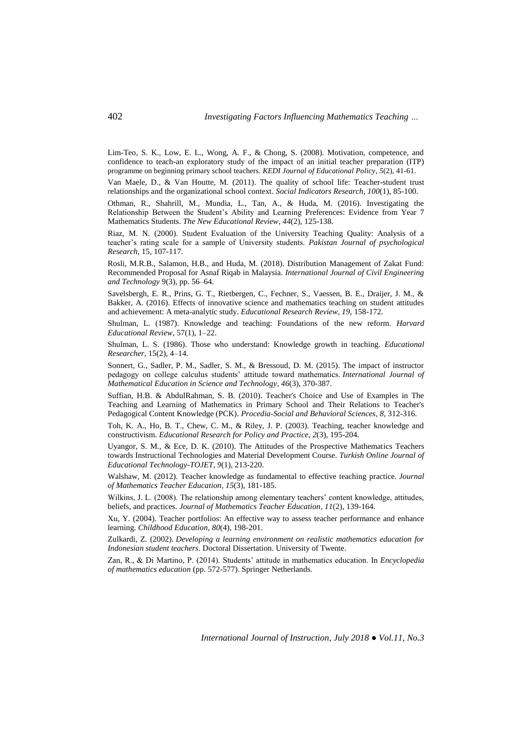Lim-Teo, S. K., Low, E. L., Wong, A. F., & Chong, S. (2008). Motivation, competence, and confidence to teach-an exploratory study of the impact of an initial teacher preparation (ITP) programme on beginning primary school teachers. *KEDI Journal of Educational Policy*, *5*(2), 41-61.

Van Maele, D., & Van Houtte, M. (2011). The quality of school life: Teacher-student trust relationships and the organizational school context. *Social Indicators Research*, *100*(1), 85-100.

Othman, R., Shahrill, M., Mundia, L., Tan, A., & Huda, M. (2016). Investigating the Relationship Between the Student's Ability and Learning Preferences: Evidence from Year 7 Mathematics Students. *The New Educational Review*, *44*(2), 125-138.

Riaz, M. N. (2000). Student Evaluation of the University Teaching Quality: Analysis of a teacher's rating scale for a sample of University students. *Pakistan Journal of psychological Research*, 15, 107-117.

Rosli, M.R.B., Salamon, H.B., and Huda, M. (2018). Distribution Management of Zakat Fund: Recommended Proposal for Asnaf Riqab in Malaysia. *International Journal of Civil Engineering and Technology* 9(3), pp. 56–64.

Savelsbergh, E. R., Prins, G. T., Rietbergen, C., Fechner, S., Vaessen, B. E., Draijer, J. M., & Bakker, A. (2016). Effects of innovative science and mathematics teaching on student attitudes and achievement: A meta-analytic study. *Educational Research Review*, *19*, 158-172.

Shulman, L. (1987). Knowledge and teaching: Foundations of the new reform. *Harvard Educational Review*, 57(1), 1–22.

Shulman, L. S. (1986). Those who understand: Knowledge growth in teaching. *Educational Researcher*, 15(2), 4–14.

Sonnert, G., Sadler, P. M., Sadler, S. M., & Bressoud, D. M. (2015). The impact of instructor pedagogy on college calculus students' attitude toward mathematics. *International Journal of Mathematical Education in Science and Technology*, *46*(3), 370-387.

Suffian, H.B. & AbdulRahman, S. B. (2010). Teacher's Choice and Use of Examples in The Teaching and Learning of Mathematics in Primary School and Their Relations to Teacher's Pedagogical Content Knowledge (PCK). *Procedia-Social and Behavioral Sciences, 8,* 312-316.

Toh, K. A., Ho, B. T., Chew, C. M., & Riley, J. P. (2003). Teaching, teacher knowledge and constructivism. *Educational Research for Policy and Practice*, *2*(3), 195-204.

Uyangor, S. M., & Ece, D. K. (2010). The Attitudes of the Prospective Mathematics Teachers towards Instructional Technologies and Material Development Course. *Turkish Online Journal of Educational Technology-TOJET*, *9*(1), 213-220.

Walshaw, M. (2012). Teacher knowledge as fundamental to effective teaching practice. *Journal of Mathematics Teacher Education*, *15*(3), 181-185.

Wilkins, J. L. (2008). The relationship among elementary teachers' content knowledge, attitudes, beliefs, and practices. *Journal of Mathematics Teacher Education*, *11*(2), 139-164.

Xu, Y. (2004). Teacher portfolios: An effective way to assess teacher performance and enhance learning. *Childhood Education*, *80*(4), 198-201.

Zulkardi, Z. (2002). *Developing a learning environment on realistic mathematics education for Indonesian student teachers*. Doctoral Dissertation. University of Twente.

Zan, R., & Di Martino, P. (2014). Students' attitude in mathematics education. In *Encyclopedia of mathematics education* (pp. 572-577). Springer Netherlands.